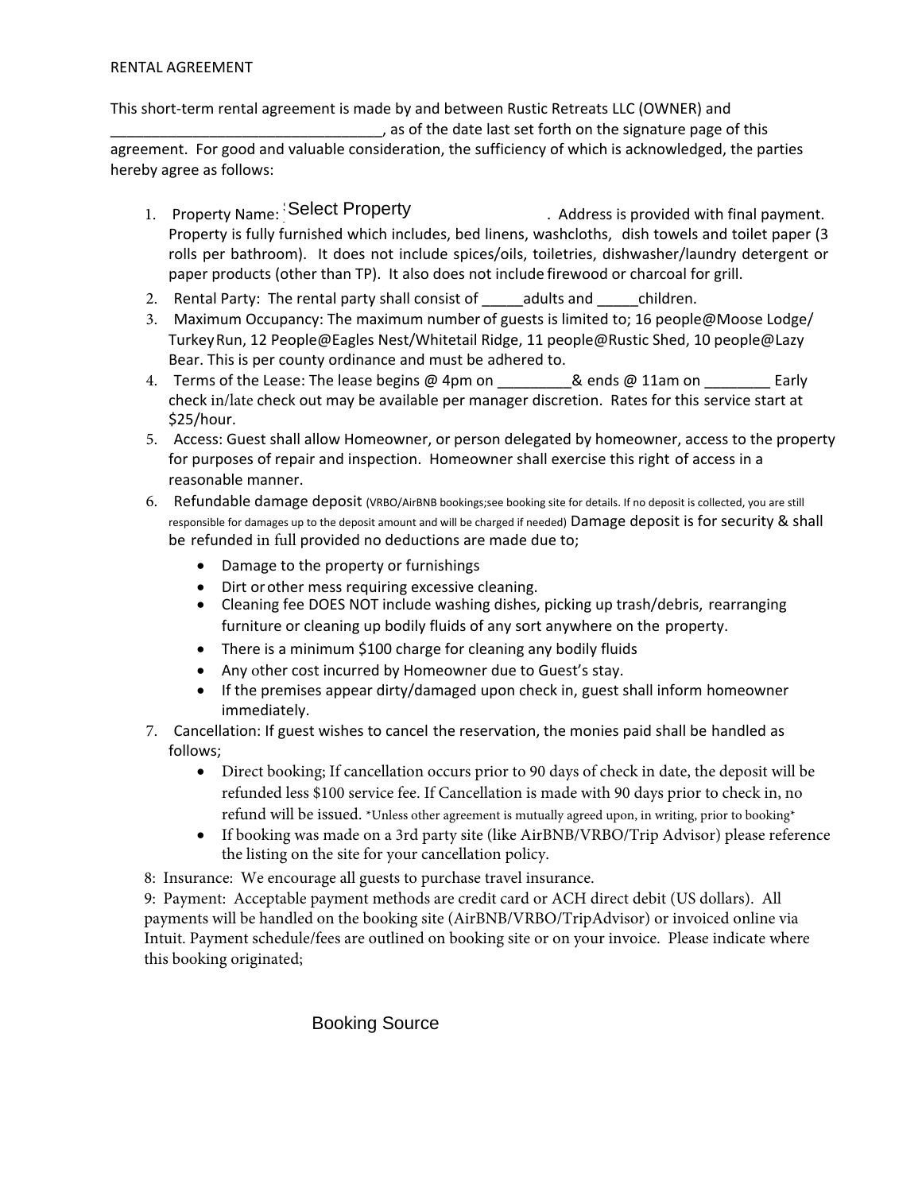RENTAL AGREEMENT

This short-term rental agreement is made by and between Rustic Retreats LLC (OWNER) and _________________________________, as of the date last set forth on the signature page of this agreement. For good and valuable consideration, the sufficiency of which is acknowledged, the parties hereby agree as follows:

1. Property Name: Select Property . Address is provided with final payment. Property is fully furnished which includes, bed linens, washcloths, dish towels and toilet paper (3 rolls per bathroom). It does not include spices/oils, toiletries, dishwasher/laundry detergent or paper products (other than TP). It also does not include firewood or charcoal for grill.
2. Rental Party: The rental party shall consist of _____adults and _____children.
3. Maximum Occupancy: The maximum number of guests is limited to; 16 people@Moose Lodge/ Turkey Run, 12 People@Eagles Nest/Whitetail Ridge, 11 people@Rustic Shed, 10 people@Lazy Bear. This is per county ordinance and must be adhered to.
4. Terms of the Lease: The lease begins @ 4pm on _________& ends @ 11am on ________ Early check in/late check out may be available per manager discretion. Rates for this service start at $25/hour.
5. Access: Guest shall allow Homeowner, or person delegated by homeowner, access to the property for purposes of repair and inspection. Homeowner shall exercise this right of access in a reasonable manner.
6. Refundable damage deposit (VRBO/AirBNB bookings;see booking site for details. If no deposit is collected, you are still responsible for damages up to the deposit amount and will be charged if needed) Damage deposit is for security & shall be refunded in full provided no deductions are made due to;
   - Damage to the property or furnishings
   - Dirt or other mess requiring excessive cleaning.
   - Cleaning fee DOES NOT include washing dishes, picking up trash/debris, rearranging furniture or cleaning up bodily fluids of any sort anywhere on the property.
   - There is a minimum $100 charge for cleaning any bodily fluids
   - Any other cost incurred by Homeowner due to Guest's stay.
   - If the premises appear dirty/damaged upon check in, guest shall inform homeowner immediately.
7. Cancellation: If guest wishes to cancel the reservation, the monies paid shall be handled as follows;
   - Direct booking; If cancellation occurs prior to 90 days of check in date, the deposit will be refunded less $100 service fee. If Cancellation is made with 90 days prior to check in, no refund will be issued. *Unless other agreement is mutually agreed upon, in writing, prior to booking*
   - If booking was made on a 3rd party site (like AirBNB/VRBO/Trip Advisor) please reference the listing on the site for your cancellation policy.

8: Insurance: We encourage all guests to purchase travel insurance.

9: Payment: Acceptable payment methods are credit card or ACH direct debit (US dollars). All payments will be handled on the booking site (AirBNB/VRBO/TripAdvisor) or invoiced online via Intuit. Payment schedule/fees are outlined on booking site or on your invoice. Please indicate where this booking originated;

Booking Source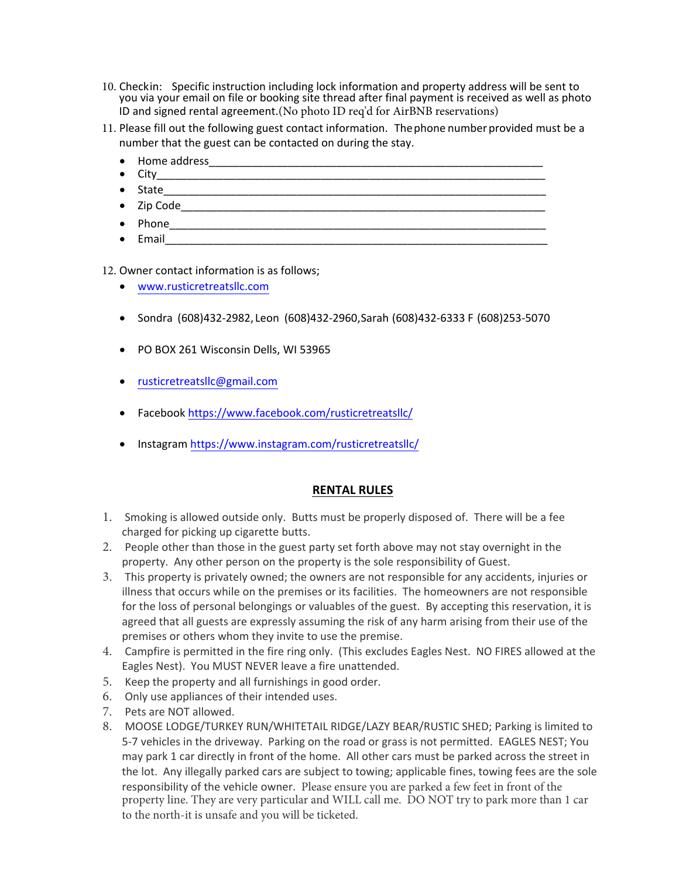10. Checkin: Specific instruction including lock information and property address will be sent to you via your email on file or booking site thread after final payment is received as well as photo ID and signed rental agreement.(No photo ID req'd for AirBNB reservations)
11. Please fill out the following guest contact information. The phone number provided must be a number that the guest can be contacted on during the stay.
    - Home address_______________________________________________________
    - City_____________________________________________________________
    - State____________________________________________________________
    - Zip Code_________________________________________________________
    - Phone___________________________________________________________
    - Email____________________________________________________________
12. Owner contact information is as follows;
    - www.rusticretreatsllc.com
    - Sondra (608)432-2982, Leon (608)432-2960, Sarah (608)432-6333 F (608)253-5070
    - PO BOX 261 Wisconsin Dells, WI 53965
    - rusticretreatsllc@gmail.com
    - Facebook https://www.facebook.com/rusticretreatsllc/
    - Instagram https://www.instagram.com/rusticretreatsllc/

## RENTAL RULES

1. Smoking is allowed outside only. Butts must be properly disposed of. There will be a fee charged for picking up cigarette butts.
2. People other than those in the guest party set forth above may not stay overnight in the property. Any other person on the property is the sole responsibility of Guest.
3. This property is privately owned; the owners are not responsible for any accidents, injuries or illness that occurs while on the premises or its facilities. The homeowners are not responsible for the loss of personal belongings or valuables of the guest. By accepting this reservation, it is agreed that all guests are expressly assuming the risk of any harm arising from their use of the premises or others whom they invite to use the premise.
4. Campfire is permitted in the fire ring only. (This excludes Eagles Nest. NO FIRES allowed at the Eagles Nest). You MUST NEVER leave a fire unattended.
5. Keep the property and all furnishings in good order.
6. Only use appliances of their intended uses.
7. Pets are NOT allowed.
8. MOOSE LODGE/TURKEY RUN/WHITETAIL RIDGE/LAZY BEAR/RUSTIC SHED; Parking is limited to 5-7 vehicles in the driveway. Parking on the road or grass is not permitted. EAGLES NEST; You may park 1 car directly in front of the home. All other cars must be parked across the street in the lot. Any illegally parked cars are subject to towing; applicable fines, towing fees are the sole responsibility of the vehicle owner. Please ensure you are parked a few feet in front of the property line. They are very particular and WILL call me. DO NOT try to park more than 1 car to the north-it is unsafe and you will be ticketed.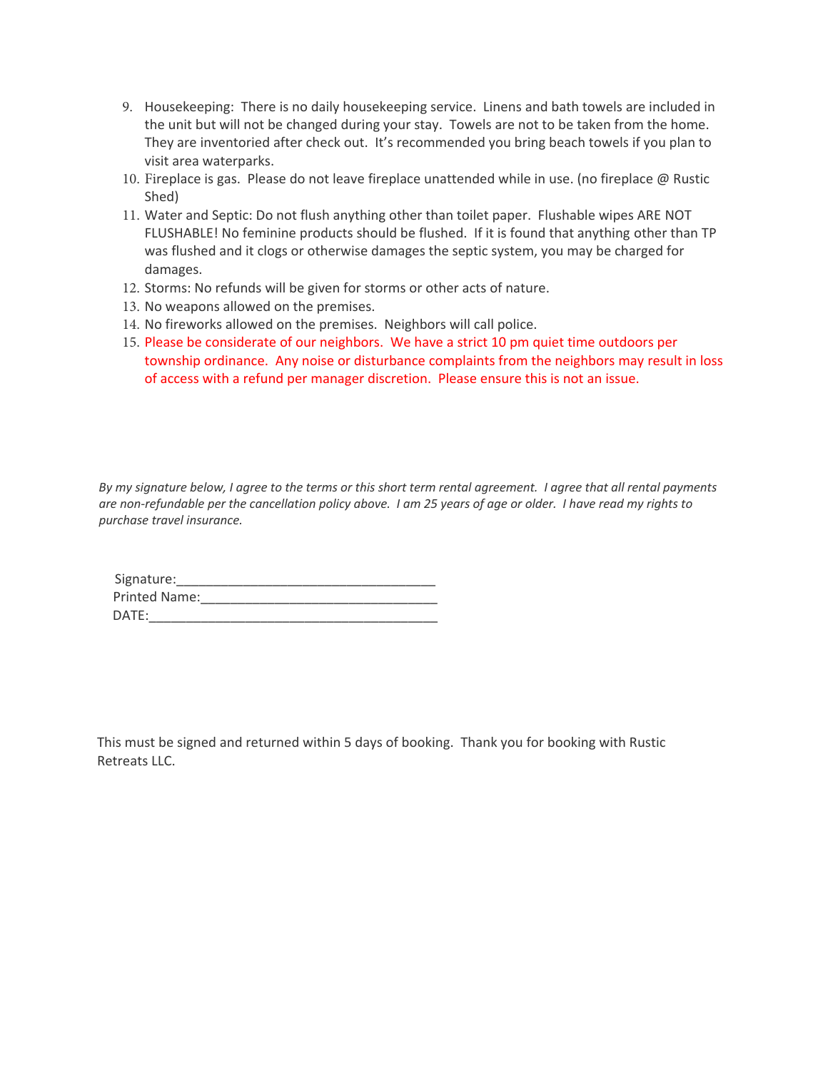9. Housekeeping: There is no daily housekeeping service. Linens and bath towels are included in the unit but will not be changed during your stay. Towels are not to be taken from the home. They are inventoried after check out. It's recommended you bring beach towels if you plan to visit area waterparks.
10. Fireplace is gas. Please do not leave fireplace unattended while in use. (no fireplace @ Rustic Shed)
11. Water and Septic: Do not flush anything other than toilet paper. Flushable wipes ARE NOT FLUSHABLE! No feminine products should be flushed. If it is found that anything other than TP was flushed and it clogs or otherwise damages the septic system, you may be charged for damages.
12. Storms: No refunds will be given for storms or other acts of nature.
13. No weapons allowed on the premises.
14. No fireworks allowed on the premises. Neighbors will call police.
15. Please be considerate of our neighbors. We have a strict 10 pm quiet time outdoors per township ordinance. Any noise or disturbance complaints from the neighbors may result in loss of access with a refund per manager discretion. Please ensure this is not an issue.

*By my signature below, I agree to the terms or this short term rental agreement. I agree that all rental payments are non-refundable per the cancellation policy above. I am 25 years of age or older. I have read my rights to purchase travel insurance.*

Signature:___________________________________

Printed Name:________________________________

DATE:_______________________________________

This must be signed and returned within 5 days of booking. Thank you for booking with Rustic Retreats LLC.